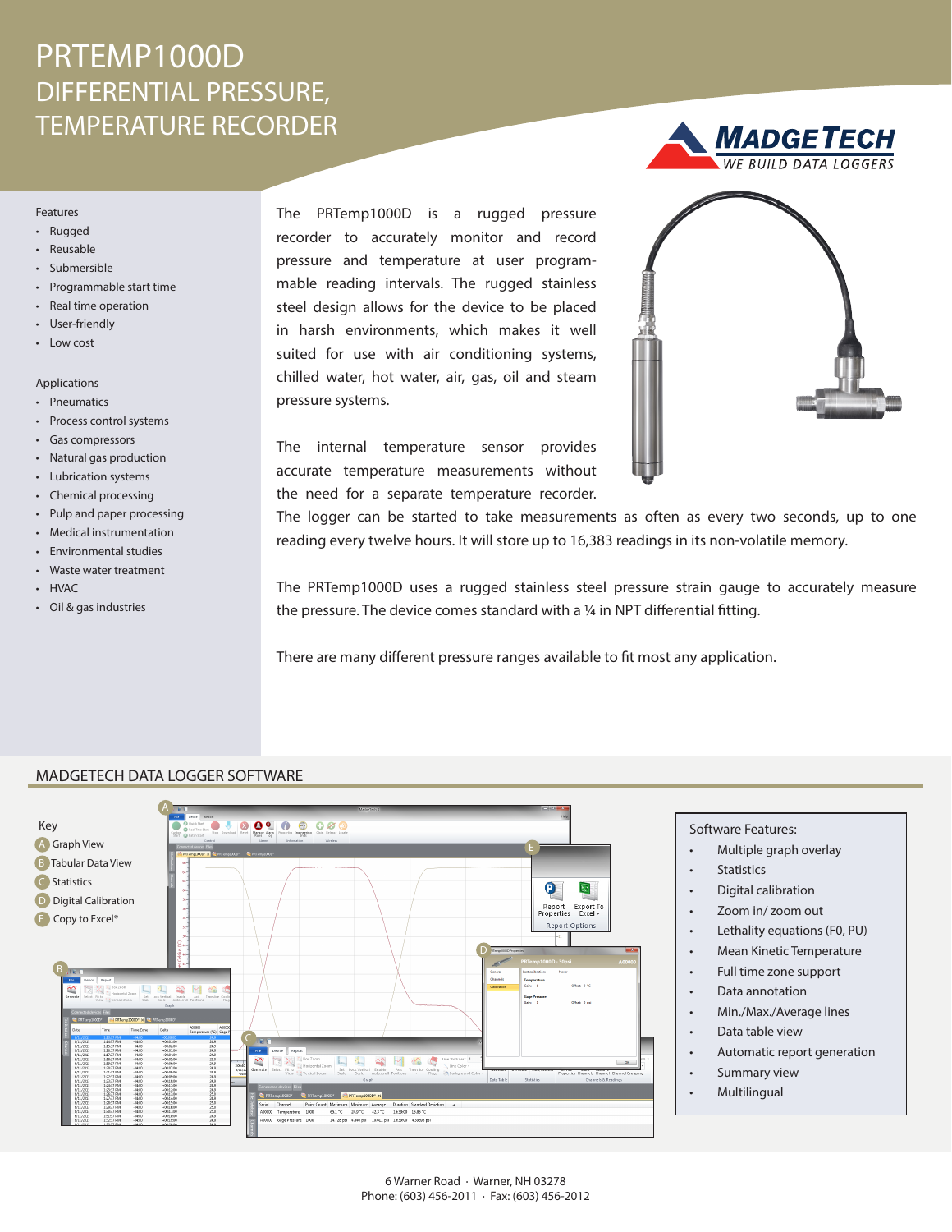# PRTEMP1000D
## DIFFERENTIAL PRESSURE, TEMPERATURE RECORDER

MADGETECH
WE BUILD DATA LOGGERS

### Features

- Rugged
- Reusable
- Submersible
- Programmable start time
- Real time operation
- User-friendly
- Low cost

### Applications

- Pneumatics
- Process control systems
- Gas compressors
- Natural gas production
- Lubrication systems
- Chemical processing
- Pulp and paper processing
- Medical instrumentation
- Environmental studies
- Waste water treatment
- HVAC
- Oil & gas industries

The PRTemp1000D is a rugged pressure recorder to accurately monitor and record pressure and temperature at user programmable reading intervals. The rugged stainless steel design allows for the device to be placed in harsh environments, which makes it well suited for use with air conditioning systems, chilled water, hot water, air, gas, oil and steam pressure systems.

The internal temperature sensor provides accurate temperature measurements without the need for a separate temperature recorder. The logger can be started to take measurements as often as every two seconds, up to one reading every twelve hours. It will store up to 16,383 readings in its non-volatile memory.

The PRTemp1000D uses a rugged stainless steel pressure strain gauge to accurately measure the pressure. The device comes standard with a ¼ in NPT differential fitting.

There are many different pressure ranges available to fit most any application.

## MADGETECH DATA LOGGER SOFTWARE

Key
- A Graph View
- B Tabular Data View
- C Statistics
- D Digital Calibration
- E Copy to Excel®

Software Features:

- Multiple graph overlay
- Statistics
- Digital calibration
- Zoom in/ zoom out
- Lethality equations (F0, PU)
- Mean Kinetic Temperature
- Full time zone support
- Data annotation
- Min./Max./Average lines
- Data table view
- Automatic report generation
- Summary view
- Multilingual

6 Warner Road · Warner, NH 03278
Phone: (603) 456-2011 · Fax: (603) 456-2012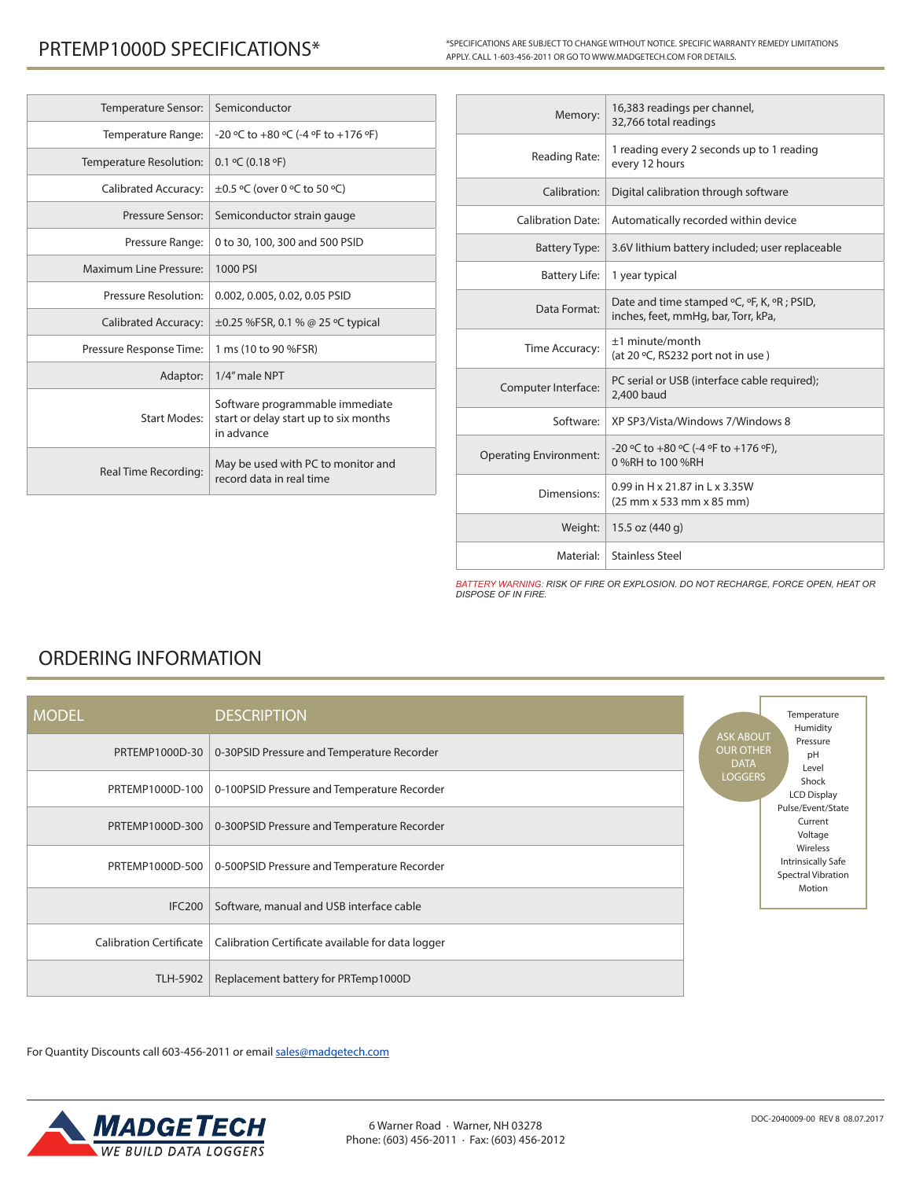# PRTEMP1000D SPECIFICATIONS*

*SPECIFICATIONS ARE SUBJECT TO CHANGE WITHOUT NOTICE. SPECIFIC WARRANTY REMEDY LIMITATIONS APPLY. CALL 1-603-456-2011 OR GO TO WWW.MADGETECH.COM FOR DETAILS.

| | |
|---|---|
| Temperature Sensor: | Semiconductor |
| Temperature Range: | -20 ºC to +80 ºC (-4 ºF to +176 ºF) |
| Temperature Resolution: | 0.1 ºC (0.18 ºF) |
| Calibrated Accuracy: | ±0.5 ºC (over 0 ºC to 50 ºC) |
| Pressure Sensor: | Semiconductor strain gauge |
| Pressure Range: | 0 to 30, 100, 300 and 500 PSID |
| Maximum Line Pressure: | 1000 PSI |
| Pressure Resolution: | 0.002, 0.005, 0.02, 0.05 PSID |
| Calibrated Accuracy: | ±0.25 %FSR, 0.1 % @ 25 ºC typical |
| Pressure Response Time: | 1 ms (10 to 90 %FSR) |
| Adaptor: | 1/4" male NPT |
| Start Modes: | Software programmable immediate start or delay start up to six months in advance |
| Real Time Recording: | May be used with PC to monitor and record data in real time |

| | |
|---|---|
| Memory: | 16,383 readings per channel, 32,766 total readings |
| Reading Rate: | 1 reading every 2 seconds up to 1 reading every 12 hours |
| Calibration: | Digital calibration through software |
| Calibration Date: | Automatically recorded within device |
| Battery Type: | 3.6V lithium battery included; user replaceable |
| Battery Life: | 1 year typical |
| Data Format: | Date and time stamped ºC, ºF, K, ºR ; PSID, inches, feet, mmHg, bar, Torr, kPa, |
| Time Accuracy: | ±1 minute/month (at 20 ºC, RS232 port not in use ) |
| Computer Interface: | PC serial or USB (interface cable required); 2,400 baud |
| Software: | XP SP3/Vista/Windows 7/Windows 8 |
| Operating Environment: | -20 ºC to +80 ºC (-4 ºF to +176 ºF), 0 %RH to 100 %RH |
| Dimensions: | 0.99 in H x 21.87 in L x 3.35W (25 mm x 533 mm x 85 mm) |
| Weight: | 15.5 oz (440 g) |
| Material: | Stainless Steel |

*BATTERY WARNING: RISK OF FIRE OR EXPLOSION. DO NOT RECHARGE, FORCE OPEN, HEAT OR DISPOSE OF IN FIRE.*

## ORDERING INFORMATION

| MODEL | DESCRIPTION |
|---|---|
| PRTEMP1000D-30 | 0-30PSID Pressure and Temperature Recorder |
| PRTEMP1000D-100 | 0-100PSID Pressure and Temperature Recorder |
| PRTEMP1000D-300 | 0-300PSID Pressure and Temperature Recorder |
| PRTEMP1000D-500 | 0-500PSID Pressure and Temperature Recorder |
| IFC200 | Software, manual and USB interface cable |
| Calibration Certificate | Calibration Certificate available for data logger |
| TLH-5902 | Replacement battery for PRTemp1000D |

ASK ABOUT OUR OTHER DATA LOGGERS

- Temperature
- Humidity
- Pressure
- pH
- Level
- Shock
- LCD Display
- Pulse/Event/State
- Current
- Voltage
- Wireless
- Intrinsically Safe
- Spectral Vibration
- Motion

For Quantity Discounts call 603-456-2011 or email sales@madgetech.com

MADGETECH WE BUILD DATA LOGGERS

6 Warner Road · Warner, NH 03278
Phone: (603) 456-2011 · Fax: (603) 456-2012

DOC-2040009-00 REV 8 08.07.2017